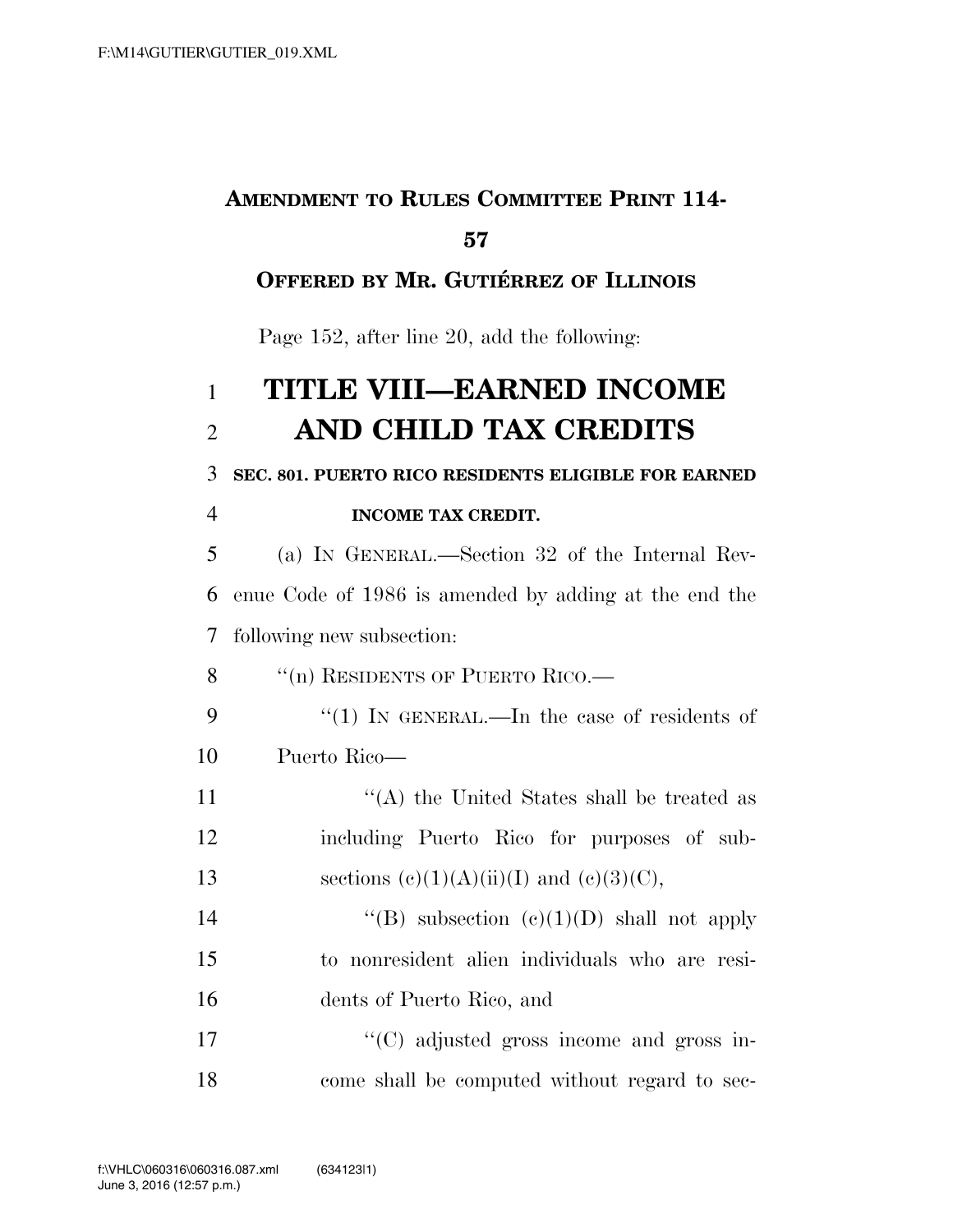**AMENDMENT TO RULES COMMITTEE PRINT 114-57**

**OFFERED BY MR. GUTIÉRREZ OF ILLINOIS**

Page 152, after line 20, add the following:

# TITLE VIII—EARNED INCOME AND CHILD TAX CREDITS

**SEC. 801. PUERTO RICO RESIDENTS ELIGIBLE FOR EARNED INCOME TAX CREDIT.**

(a) IN GENERAL.—Section 32 of the Internal Revenue Code of 1986 is amended by adding at the end the following new subsection:

"(n) RESIDENTS OF PUERTO RICO.—

"(1) IN GENERAL.—In the case of residents of Puerto Rico—

"(A) the United States shall be treated as including Puerto Rico for purposes of subsections (c)(1)(A)(ii)(I) and (c)(3)(C),

"(B) subsection (c)(1)(D) shall not apply to nonresident alien individuals who are residents of Puerto Rico, and

"(C) adjusted gross income and gross income shall be computed without regard to sec-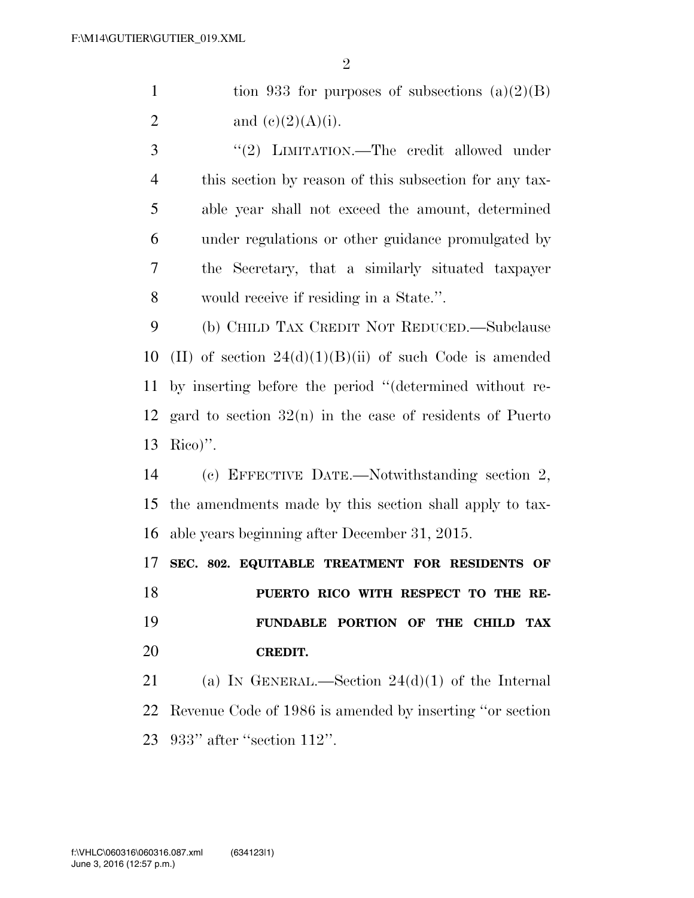tion 933 for purposes of subsections (a)(2)(B) and (c)(2)(A)(i).

"(2) LIMITATION.—The credit allowed under this section by reason of this subsection for any taxable year shall not exceed the amount, determined under regulations or other guidance promulgated by the Secretary, that a similarly situated taxpayer would receive if residing in a State.".

(b) CHILD TAX CREDIT NOT REDUCED.—Subclause (II) of section 24(d)(1)(B)(ii) of such Code is amended by inserting before the period "(determined without regard to section 32(n) in the case of residents of Puerto Rico)".

(c) EFFECTIVE DATE.—Notwithstanding section 2, the amendments made by this section shall apply to taxable years beginning after December 31, 2015.

**SEC. 802. EQUITABLE TREATMENT FOR RESIDENTS OF PUERTO RICO WITH RESPECT TO THE REFUNDABLE PORTION OF THE CHILD TAX CREDIT.**

(a) IN GENERAL.—Section 24(d)(1) of the Internal Revenue Code of 1986 is amended by inserting "or section 933" after "section 112".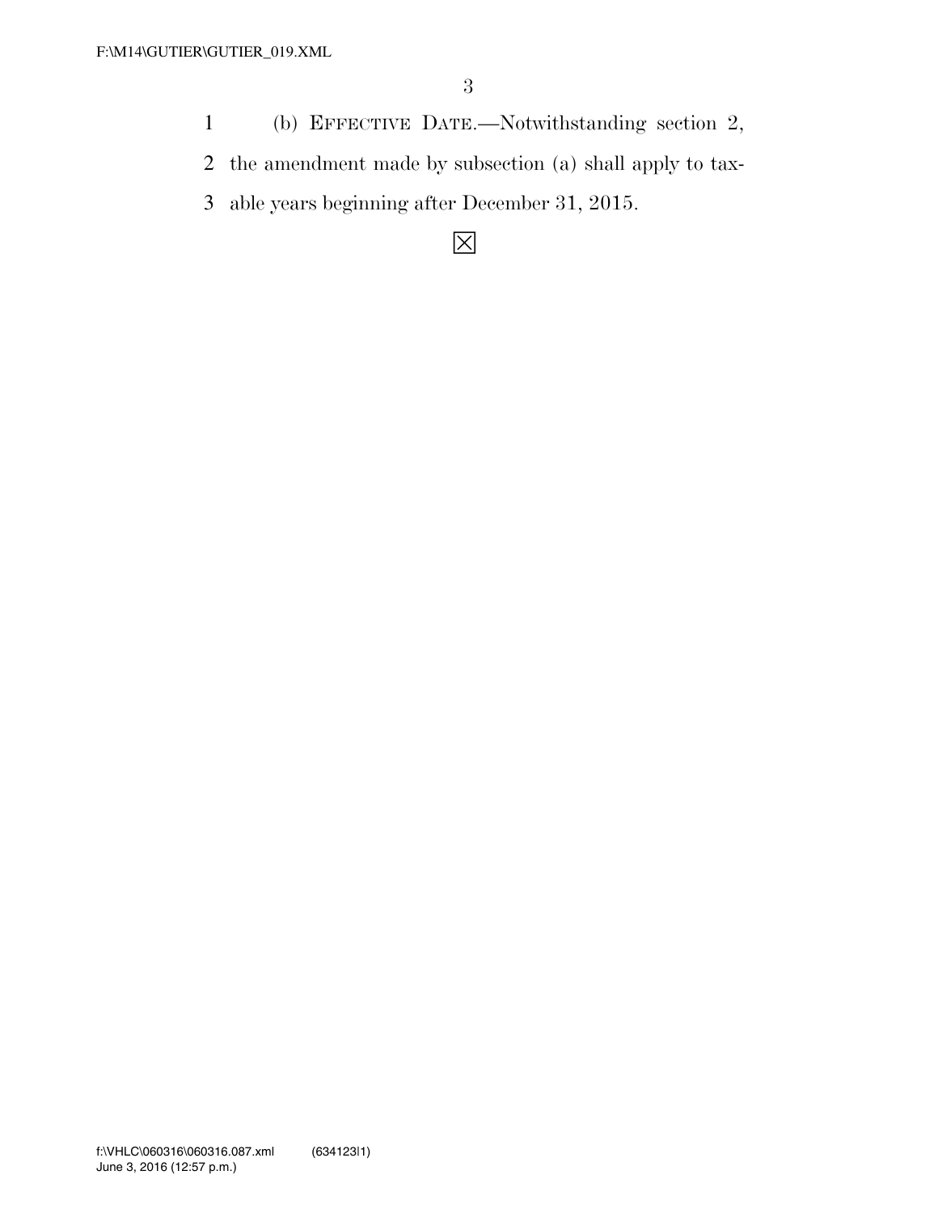(b) EFFECTIVE DATE.—Notwithstanding section 2, the amendment made by subsection (a) shall apply to taxable years beginning after December 31, 2015.